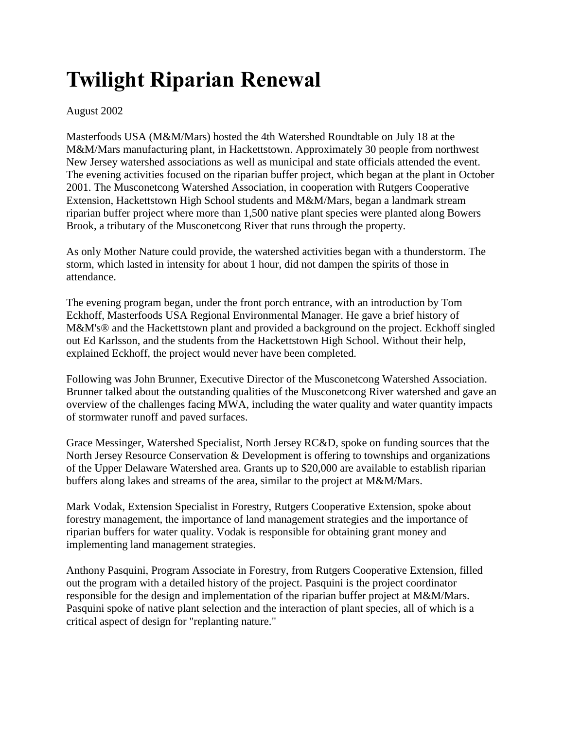# Twilight Riparian Renewal

August 2002

Masterfoods USA (M&M/Mars) hosted the 4th Watershed Roundtable on July 18 at the M&M/Mars manufacturing plant, in Hackettstown. Approximately 30 people from northwest New Jersey watershed associations as well as municipal and state officials attended the event. The evening activities focused on the riparian buffer project, which began at the plant in October 2001. The Musconetcong Watershed Association, in cooperation with Rutgers Cooperative Extension, Hackettstown High School students and M&M/Mars, began a landmark stream riparian buffer project where more than 1,500 native plant species were planted along Bowers Brook, a tributary of the Musconetcong River that runs through the property.

As only Mother Nature could provide, the watershed activities began with a thunderstorm. The storm, which lasted in intensity for about 1 hour, did not dampen the spirits of those in attendance.

The evening program began, under the front porch entrance, with an introduction by Tom Eckhoff, Masterfoods USA Regional Environmental Manager. He gave a brief history of M&M's® and the Hackettstown plant and provided a background on the project. Eckhoff singled out Ed Karlsson, and the students from the Hackettstown High School. Without their help, explained Eckhoff, the project would never have been completed.

Following was John Brunner, Executive Director of the Musconetcong Watershed Association. Brunner talked about the outstanding qualities of the Musconetcong River watershed and gave an overview of the challenges facing MWA, including the water quality and water quantity impacts of stormwater runoff and paved surfaces.

Grace Messinger, Watershed Specialist, North Jersey RC&D, spoke on funding sources that the North Jersey Resource Conservation & Development is offering to townships and organizations of the Upper Delaware Watershed area. Grants up to $20,000 are available to establish riparian buffers along lakes and streams of the area, similar to the project at M&M/Mars.

Mark Vodak, Extension Specialist in Forestry, Rutgers Cooperative Extension, spoke about forestry management, the importance of land management strategies and the importance of riparian buffers for water quality. Vodak is responsible for obtaining grant money and implementing land management strategies.

Anthony Pasquini, Program Associate in Forestry, from Rutgers Cooperative Extension, filled out the program with a detailed history of the project. Pasquini is the project coordinator responsible for the design and implementation of the riparian buffer project at M&M/Mars. Pasquini spoke of native plant selection and the interaction of plant species, all of which is a critical aspect of design for "replanting nature."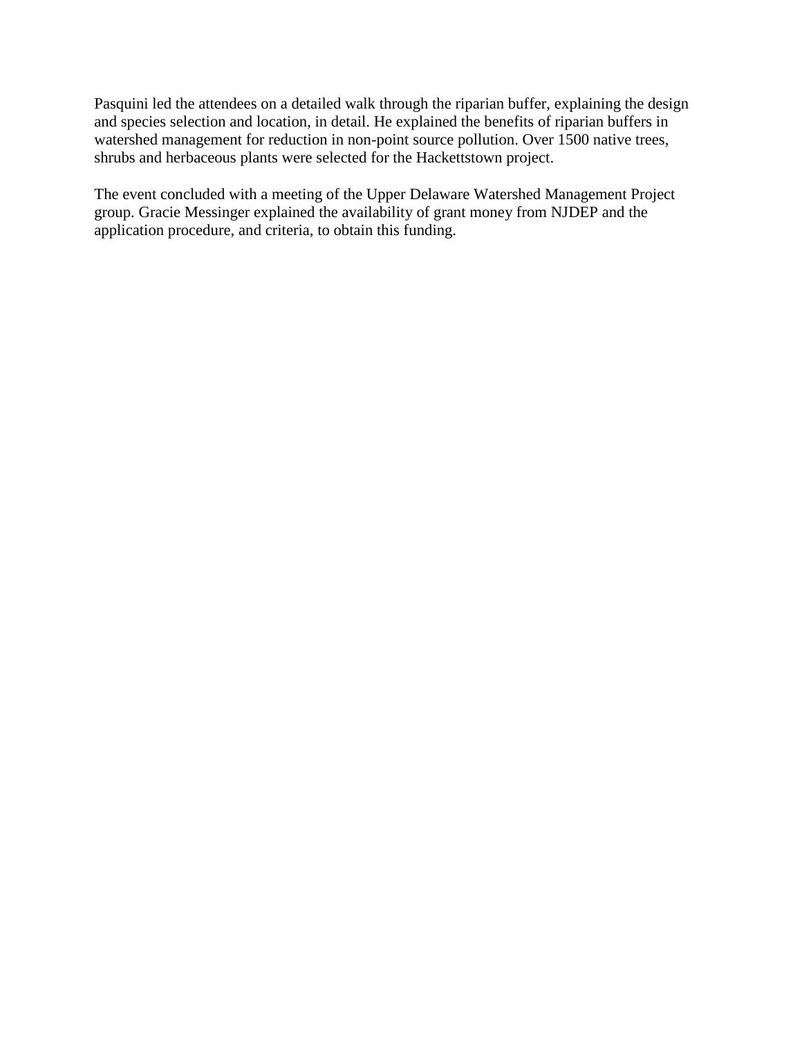Pasquini led the attendees on a detailed walk through the riparian buffer, explaining the design and species selection and location, in detail. He explained the benefits of riparian buffers in watershed management for reduction in non-point source pollution. Over 1500 native trees, shrubs and herbaceous plants were selected for the Hackettstown project.

The event concluded with a meeting of the Upper Delaware Watershed Management Project group. Gracie Messinger explained the availability of grant money from NJDEP and the application procedure, and criteria, to obtain this funding.